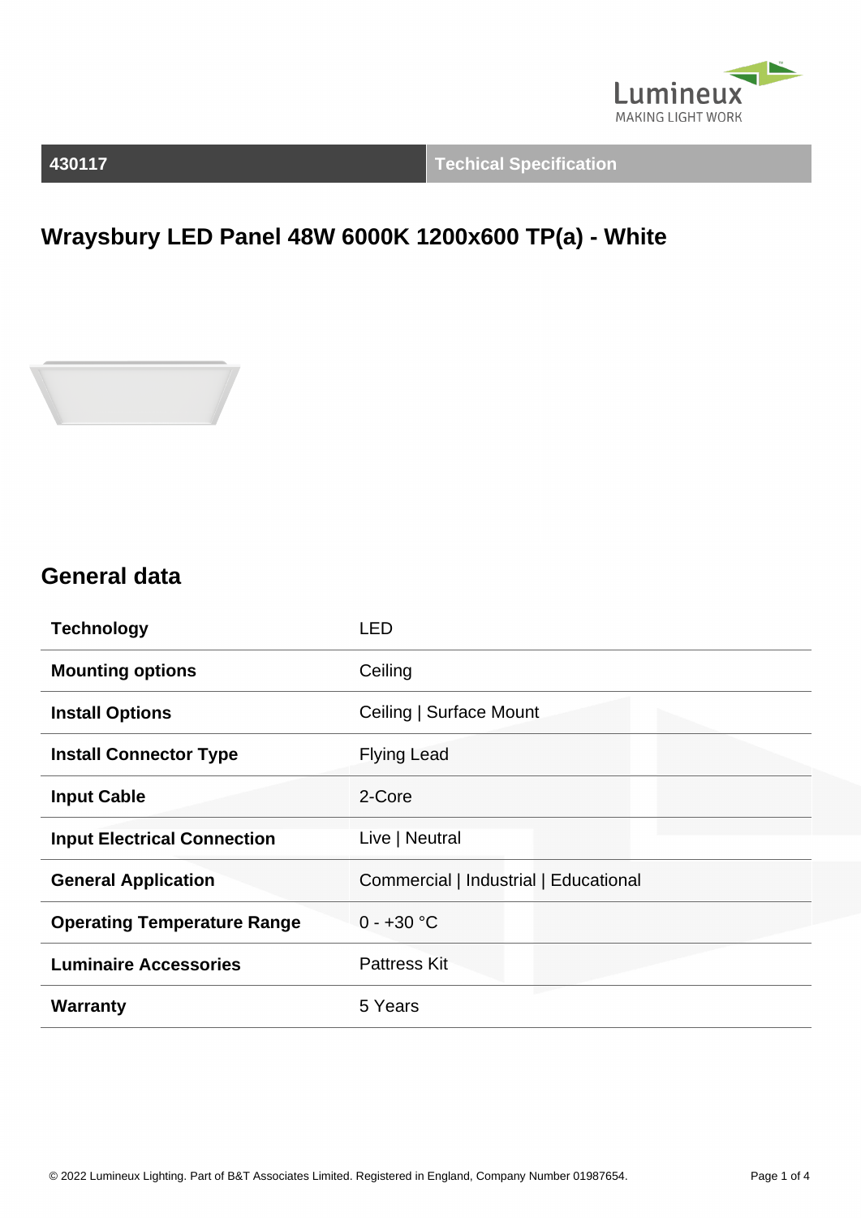| 430117 | Techical Specification |
|---|---|

# Wraysbury LED Panel 48W 6000K 1200x600 TP(a) - White

## General data

| | |
|---|---|
| **Technology** | LED |
| **Mounting options** | Ceiling |
| **Install Options** | Ceiling \| Surface Mount |
| **Install Connector Type** | Flying Lead |
| **Input Cable** | 2-Core |
| **Input Electrical Connection** | Live \| Neutral |
| **General Application** | Commercial \| Industrial \| Educational |
| **Operating Temperature Range** | 0 - +30 °C |
| **Luminaire Accessories** | Pattress Kit |
| **Warranty** | 5 Years |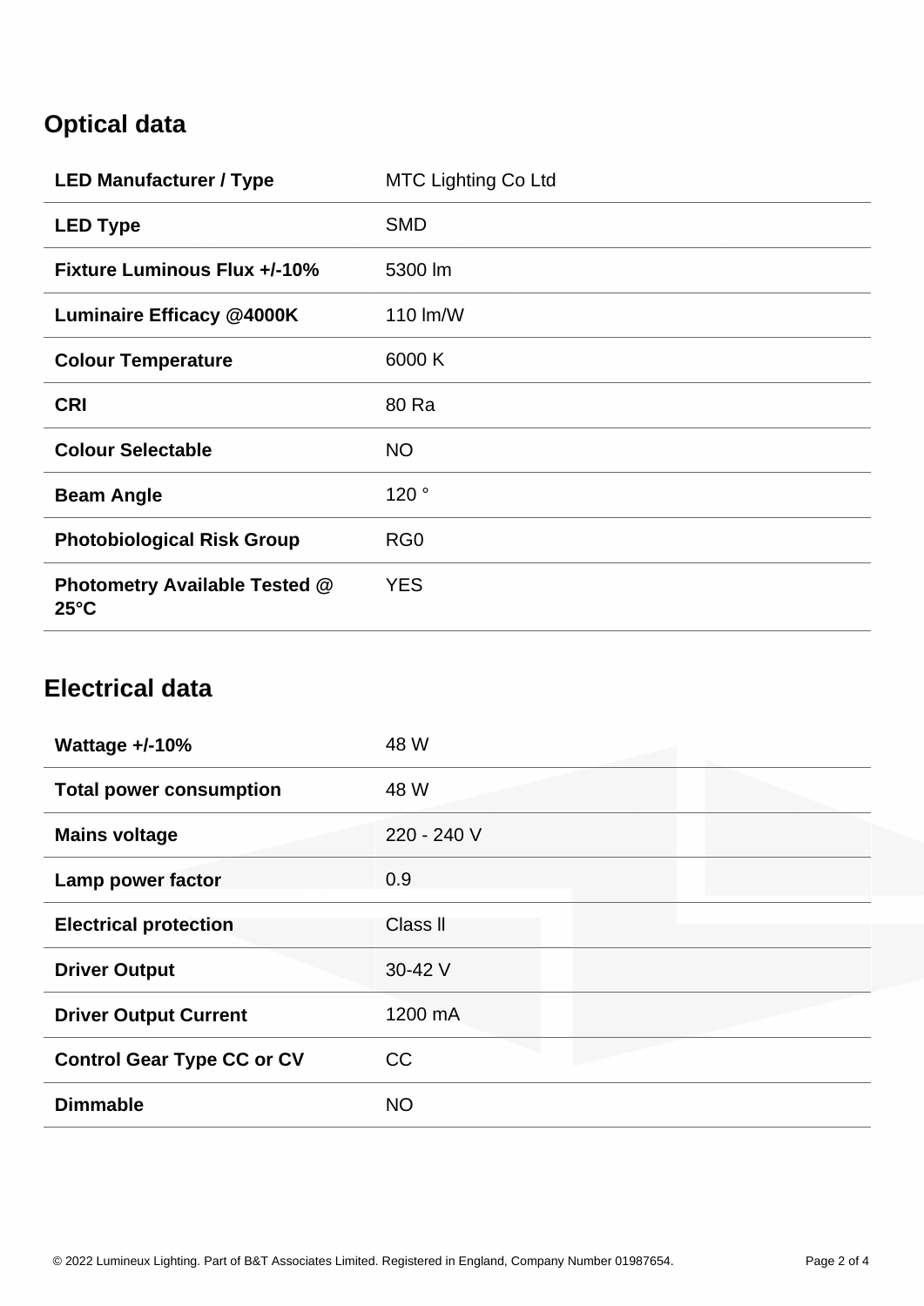## Optical data

| | |
|---|---|
| **LED Manufacturer / Type** | MTC Lighting Co Ltd |
| **LED Type** | SMD |
| **Fixture Luminous Flux +/-10%** | 5300 lm |
| **Luminaire Efficacy @4000K** | 110 lm/W |
| **Colour Temperature** | 6000 K |
| **CRI** | 80 Ra |
| **Colour Selectable** | NO |
| **Beam Angle** | 120 ° |
| **Photobiological Risk Group** | RG0 |
| **Photometry Available Tested @ 25°C** | YES |

## Electrical data

| | |
|---|---|
| **Wattage +/-10%** | 48 W |
| **Total power consumption** | 48 W |
| **Mains voltage** | 220 - 240 V |
| **Lamp power factor** | 0.9 |
| **Electrical protection** | Class ll |
| **Driver Output** | 30-42 V |
| **Driver Output Current** | 1200 mA |
| **Control Gear Type CC or CV** | CC |
| **Dimmable** | NO |

© 2022 Lumineux Lighting. Part of B&T Associates Limited. Registered in England, Company Number 01987654.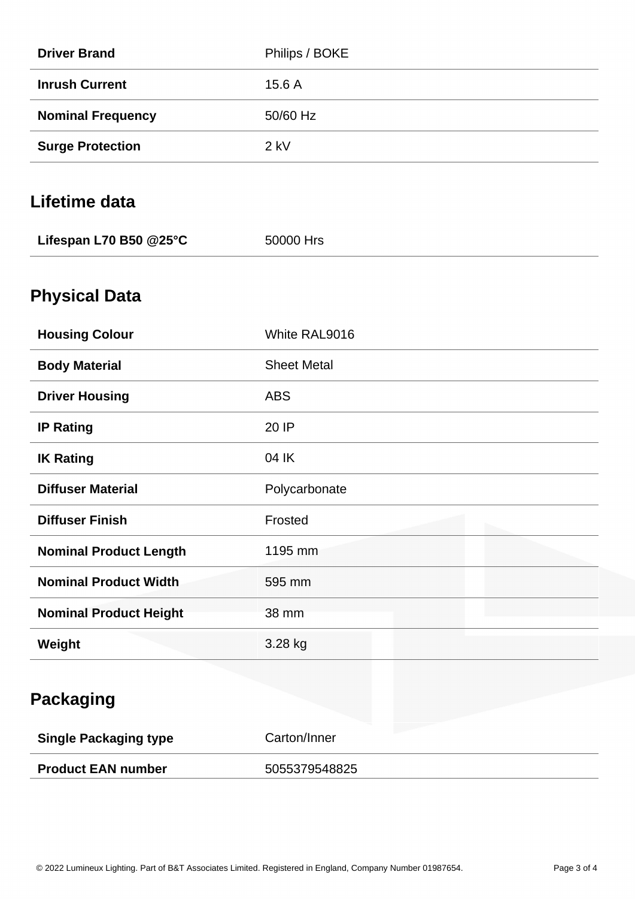| | |
|---|---|
| **Driver Brand** | Philips / BOKE |
| **Inrush Current** | 15.6 A |
| **Nominal Frequency** | 50/60 Hz |
| **Surge Protection** | 2 kV |

## Lifetime data

| | |
|---|---|
| **Lifespan L70 B50 @25°C** | 50000 Hrs |

## Physical Data

| | |
|---|---|
| **Housing Colour** | White RAL9016 |
| **Body Material** | Sheet Metal |
| **Driver Housing** | ABS |
| **IP Rating** | 20 IP |
| **IK Rating** | 04 IK |
| **Diffuser Material** | Polycarbonate |
| **Diffuser Finish** | Frosted |
| **Nominal Product Length** | 1195 mm |
| **Nominal Product Width** | 595 mm |
| **Nominal Product Height** | 38 mm |
| **Weight** | 3.28 kg |

## Packaging

| | |
|---|---|
| **Single Packaging type** | Carton/Inner |
| **Product EAN number** | 5055379548825 |

© 2022 Lumineux Lighting. Part of B&T Associates Limited. Registered in England, Company Number 01987654.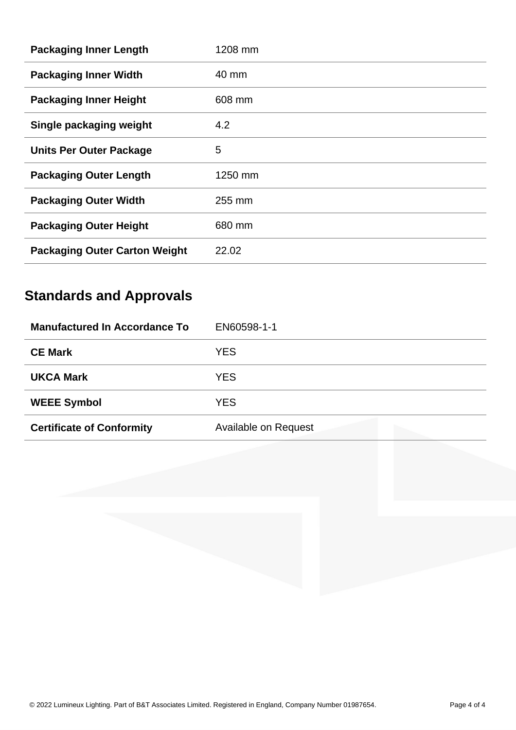| | |
|---|---|
| **Packaging Inner Length** | 1208 mm |
| **Packaging Inner Width** | 40 mm |
| **Packaging Inner Height** | 608 mm |
| **Single packaging weight** | 4.2 |
| **Units Per Outer Package** | 5 |
| **Packaging Outer Length** | 1250 mm |
| **Packaging Outer Width** | 255 mm |
| **Packaging Outer Height** | 680 mm |
| **Packaging Outer Carton Weight** | 22.02 |

## Standards and Approvals

| | |
|---|---|
| **Manufactured In Accordance To** | EN60598-1-1 |
| **CE Mark** | YES |
| **UKCA Mark** | YES |
| **WEEE Symbol** | YES |
| **Certificate of Conformity** | Available on Request |

© 2022 Lumineux Lighting. Part of B&T Associates Limited. Registered in England, Company Number 01987654.